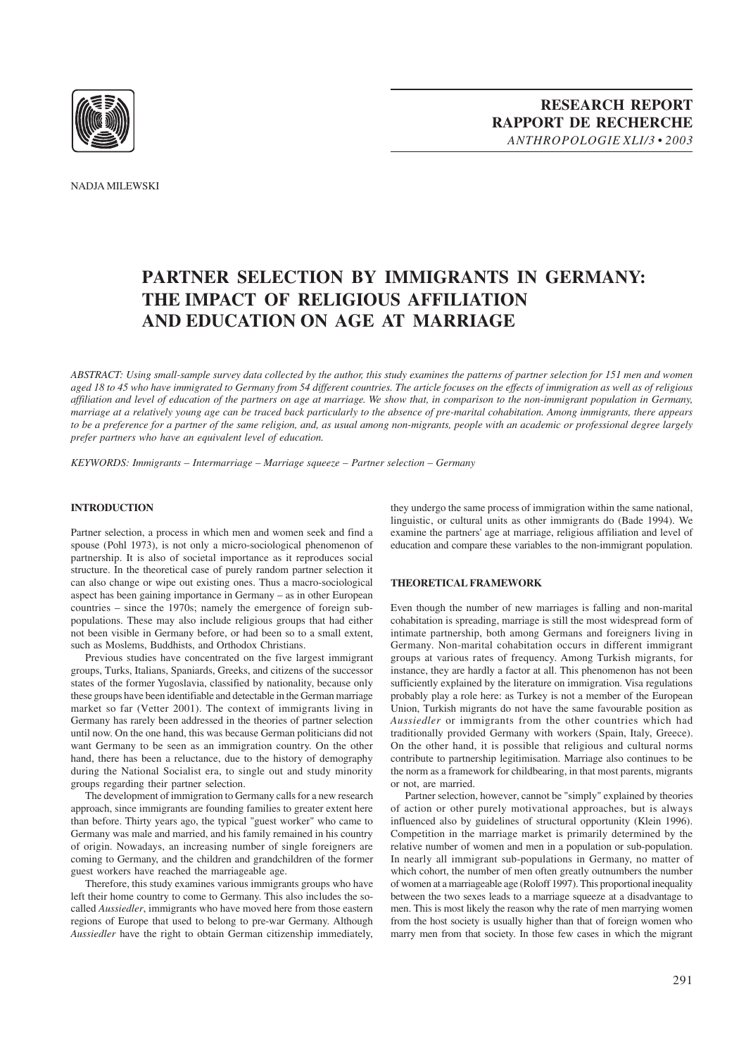RESEARCH REPORT
RAPPORT DE RECHERCHE

NADJA MILEWSKI

# PARTNER SELECTION BY IMMIGRANTS IN GERMANY: THE IMPACT OF RELIGIOUS AFFILIATION AND EDUCATION ON AGE AT MARRIAGE

*ABSTRACT: Using small-sample survey data collected by the author, this study examines the patterns of partner selection for 151 men and women aged 18 to 45 who have immigrated to Germany from 54 different countries. The article focuses on the effects of immigration as well as of religious affiliation and level of education of the partners on age at marriage. We show that, in comparison to the non-immigrant population in Germany, marriage at a relatively young age can be traced back particularly to the absence of pre-marital cohabitation. Among immigrants, there appears to be a preference for a partner of the same religion, and, as usual among non-migrants, people with an academic or professional degree largely prefer partners who have an equivalent level of education.*

*KEYWORDS: Immigrants – Intermarriage – Marriage squeeze – Partner selection – Germany*

## INTRODUCTION

Partner selection, a process in which men and women seek and find a spouse (Pohl 1973), is not only a micro-sociological phenomenon of partnership. It is also of societal importance as it reproduces social structure. In the theoretical case of purely random partner selection it can also change or wipe out existing ones. Thus a macro-sociological aspect has been gaining importance in Germany – as in other European countries – since the 1970s; namely the emergence of foreign sub-populations. These may also include religious groups that had either not been visible in Germany before, or had been so to a small extent, such as Moslems, Buddhists, and Orthodox Christians.

Previous studies have concentrated on the five largest immigrant groups, Turks, Italians, Spaniards, Greeks, and citizens of the successor states of the former Yugoslavia, classified by nationality, because only these groups have been identifiable and detectable in the German marriage market so far (Vetter 2001). The context of immigrants living in Germany has rarely been addressed in the theories of partner selection until now. On the one hand, this was because German politicians did not want Germany to be seen as an immigration country. On the other hand, there has been a reluctance, due to the history of demography during the National Socialist era, to single out and study minority groups regarding their partner selection.

The development of immigration to Germany calls for a new research approach, since immigrants are founding families to greater extent here than before. Thirty years ago, the typical "guest worker" who came to Germany was male and married, and his family remained in his country of origin. Nowadays, an increasing number of single foreigners are coming to Germany, and the children and grandchildren of the former guest workers have reached the marriageable age.

Therefore, this study examines various immigrants groups who have left their home country to come to Germany. This also includes the so-called *Aussiedler*, immigrants who have moved here from those eastern regions of Europe that used to belong to pre-war Germany. Although *Aussiedler* have the right to obtain German citizenship immediately, they undergo the same process of immigration within the same national, linguistic, or cultural units as other immigrants do (Bade 1994). We examine the partners' age at marriage, religious affiliation and level of education and compare these variables to the non-immigrant population.

## THEORETICAL FRAMEWORK

Even though the number of new marriages is falling and non-marital cohabitation is spreading, marriage is still the most widespread form of intimate partnership, both among Germans and foreigners living in Germany. Non-marital cohabitation occurs in different immigrant groups at various rates of frequency. Among Turkish migrants, for instance, they are hardly a factor at all. This phenomenon has not been sufficiently explained by the literature on immigration. Visa regulations probably play a role here: as Turkey is not a member of the European Union, Turkish migrants do not have the same favourable position as *Aussiedler* or immigrants from the other countries which had traditionally provided Germany with workers (Spain, Italy, Greece). On the other hand, it is possible that religious and cultural norms contribute to partnership legitimisation. Marriage also continues to be the norm as a framework for childbearing, in that most parents, migrants or not, are married.

Partner selection, however, cannot be "simply" explained by theories of action or other purely motivational approaches, but is always influenced also by guidelines of structural opportunity (Klein 1996). Competition in the marriage market is primarily determined by the relative number of women and men in a population or sub-population. In nearly all immigrant sub-populations in Germany, no matter of which cohort, the number of men often greatly outnumbers the number of women at a marriageable age (Roloff 1997). This proportional inequality between the two sexes leads to a marriage squeeze at a disadvantage to men. This is most likely the reason why the rate of men marrying women from the host society is usually higher than that of foreign women who marry men from that society. In those few cases in which the migrant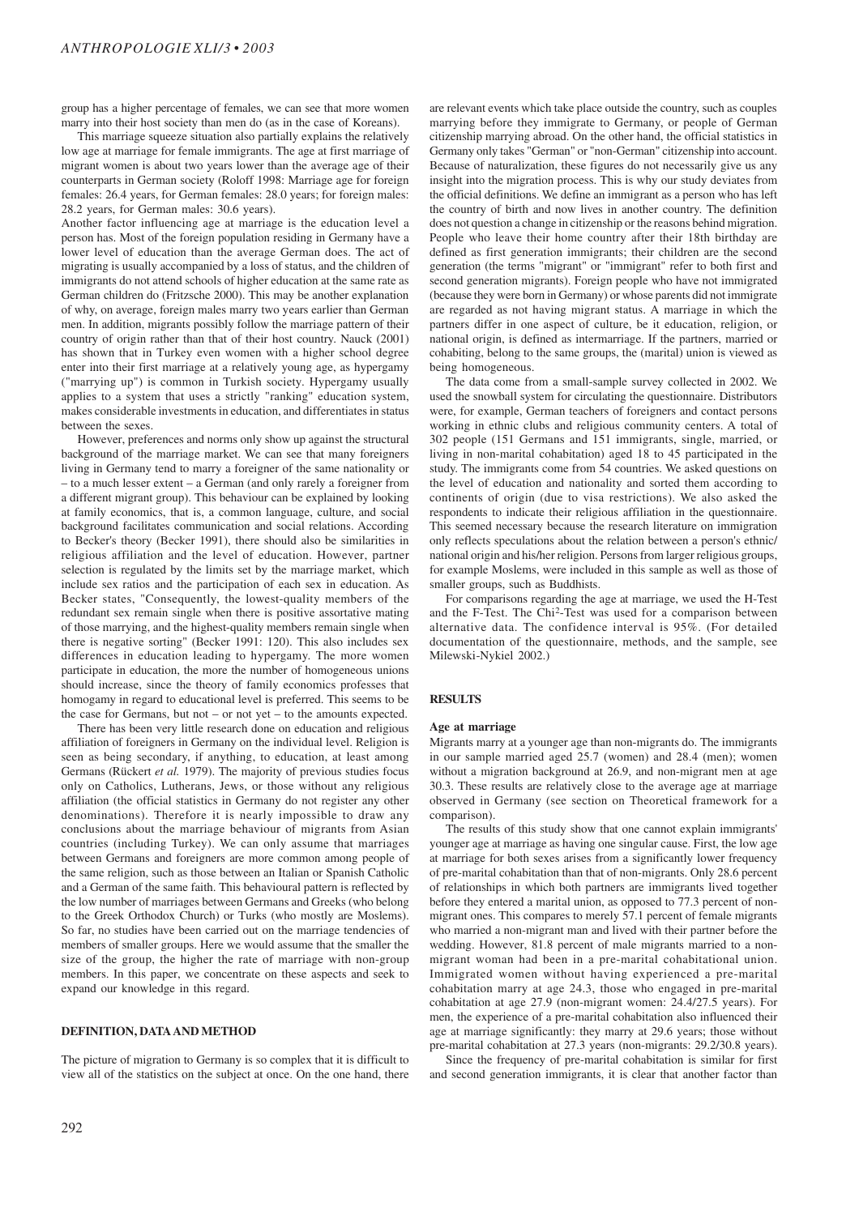group has a higher percentage of females, we can see that more women marry into their host society than men do (as in the case of Koreans).

This marriage squeeze situation also partially explains the relatively low age at marriage for female immigrants. The age at first marriage of migrant women is about two years lower than the average age of their counterparts in German society (Roloff 1998: Marriage age for foreign females: 26.4 years, for German females: 28.0 years; for foreign males: 28.2 years, for German males: 30.6 years).

Another factor influencing age at marriage is the education level a person has. Most of the foreign population residing in Germany have a lower level of education than the average German does. The act of migrating is usually accompanied by a loss of status, and the children of immigrants do not attend schools of higher education at the same rate as German children do (Fritzsche 2000). This may be another explanation of why, on average, foreign males marry two years earlier than German men. In addition, migrants possibly follow the marriage pattern of their country of origin rather than that of their host country. Nauck (2001) has shown that in Turkey even women with a higher school degree enter into their first marriage at a relatively young age, as hypergamy ("marrying up") is common in Turkish society. Hypergamy usually applies to a system that uses a strictly "ranking" education system, makes considerable investments in education, and differentiates in status between the sexes.

However, preferences and norms only show up against the structural background of the marriage market. We can see that many foreigners living in Germany tend to marry a foreigner of the same nationality or – to a much lesser extent – a German (and only rarely a foreigner from a different migrant group). This behaviour can be explained by looking at family economics, that is, a common language, culture, and social background facilitates communication and social relations. According to Becker's theory (Becker 1991), there should also be similarities in religious affiliation and the level of education. However, partner selection is regulated by the limits set by the marriage market, which include sex ratios and the participation of each sex in education. As Becker states, "Consequently, the lowest-quality members of the redundant sex remain single when there is positive assortative mating of those marrying, and the highest-quality members remain single when there is negative sorting" (Becker 1991: 120). This also includes sex differences in education leading to hypergamy. The more women participate in education, the more the number of homogeneous unions should increase, since the theory of family economics professes that homogamy in regard to educational level is preferred. This seems to be the case for Germans, but not – or not yet – to the amounts expected.

There has been very little research done on education and religious affiliation of foreigners in Germany on the individual level. Religion is seen as being secondary, if anything, to education, at least among Germans (Rückert *et al.* 1979). The majority of previous studies focus only on Catholics, Lutherans, Jews, or those without any religious affiliation (the official statistics in Germany do not register any other denominations). Therefore it is nearly impossible to draw any conclusions about the marriage behaviour of migrants from Asian countries (including Turkey). We can only assume that marriages between Germans and foreigners are more common among people of the same religion, such as those between an Italian or Spanish Catholic and a German of the same faith. This behavioural pattern is reflected by the low number of marriages between Germans and Greeks (who belong to the Greek Orthodox Church) or Turks (who mostly are Moslems). So far, no studies have been carried out on the marriage tendencies of members of smaller groups. Here we would assume that the smaller the size of the group, the higher the rate of marriage with non-group members. In this paper, we concentrate on these aspects and seek to expand our knowledge in this regard.

## DEFINITION, DATA AND METHOD

The picture of migration to Germany is so complex that it is difficult to view all of the statistics on the subject at once. On the one hand, there are relevant events which take place outside the country, such as couples marrying before they immigrate to Germany, or people of German citizenship marrying abroad. On the other hand, the official statistics in Germany only takes "German" or "non-German" citizenship into account. Because of naturalization, these figures do not necessarily give us any insight into the migration process. This is why our study deviates from the official definitions. We define an immigrant as a person who has left the country of birth and now lives in another country. The definition does not question a change in citizenship or the reasons behind migration. People who leave their home country after their 18th birthday are defined as first generation immigrants; their children are the second generation (the terms "migrant" or "immigrant" refer to both first and second generation migrants). Foreign people who have not immigrated (because they were born in Germany) or whose parents did not immigrate are regarded as not having migrant status. A marriage in which the partners differ in one aspect of culture, be it education, religion, or national origin, is defined as intermarriage. If the partners, married or cohabiting, belong to the same groups, the (marital) union is viewed as being homogeneous.

The data come from a small-sample survey collected in 2002. We used the snowball system for circulating the questionnaire. Distributors were, for example, German teachers of foreigners and contact persons working in ethnic clubs and religious community centers. A total of 302 people (151 Germans and 151 immigrants, single, married, or living in non-marital cohabitation) aged 18 to 45 participated in the study. The immigrants come from 54 countries. We asked questions on the level of education and nationality and sorted them according to continents of origin (due to visa restrictions). We also asked the respondents to indicate their religious affiliation in the questionnaire. This seemed necessary because the research literature on immigration only reflects speculations about the relation between a person's ethnic/national origin and his/her religion. Persons from larger religious groups, for example Moslems, were included in this sample as well as those of smaller groups, such as Buddhists.

For comparisons regarding the age at marriage, we used the H-Test and the F-Test. The Chi$^2$-Test was used for a comparison between alternative data. The confidence interval is 95%. (For detailed documentation of the questionnaire, methods, and the sample, see Milewski-Nykiel 2002.)

## RESULTS

### Age at marriage

Migrants marry at a younger age than non-migrants do. The immigrants in our sample married aged 25.7 (women) and 28.4 (men); women without a migration background at 26.9, and non-migrant men at age 30.3. These results are relatively close to the average age at marriage observed in Germany (see section on Theoretical framework for a comparison).

The results of this study show that one cannot explain immigrants' younger age at marriage as having one singular cause. First, the low age at marriage for both sexes arises from a significantly lower frequency of pre-marital cohabitation than that of non-migrants. Only 28.6 percent of relationships in which both partners are immigrants lived together before they entered a marital union, as opposed to 77.3 percent of non-migrant ones. This compares to merely 57.1 percent of female migrants who married a non-migrant man and lived with their partner before the wedding. However, 81.8 percent of male migrants married to a non-migrant woman had been in a pre-marital cohabitational union. Immigrated women without having experienced a pre-marital cohabitation marry at age 24.3, those who engaged in pre-marital cohabitation at age 27.9 (non-migrant women: 24.4/27.5 years). For men, the experience of a pre-marital cohabitation also influenced their age at marriage significantly: they marry at 29.6 years; those without pre-marital cohabitation at 27.3 years (non-migrants: 29.2/30.8 years).

Since the frequency of pre-marital cohabitation is similar for first and second generation immigrants, it is clear that another factor than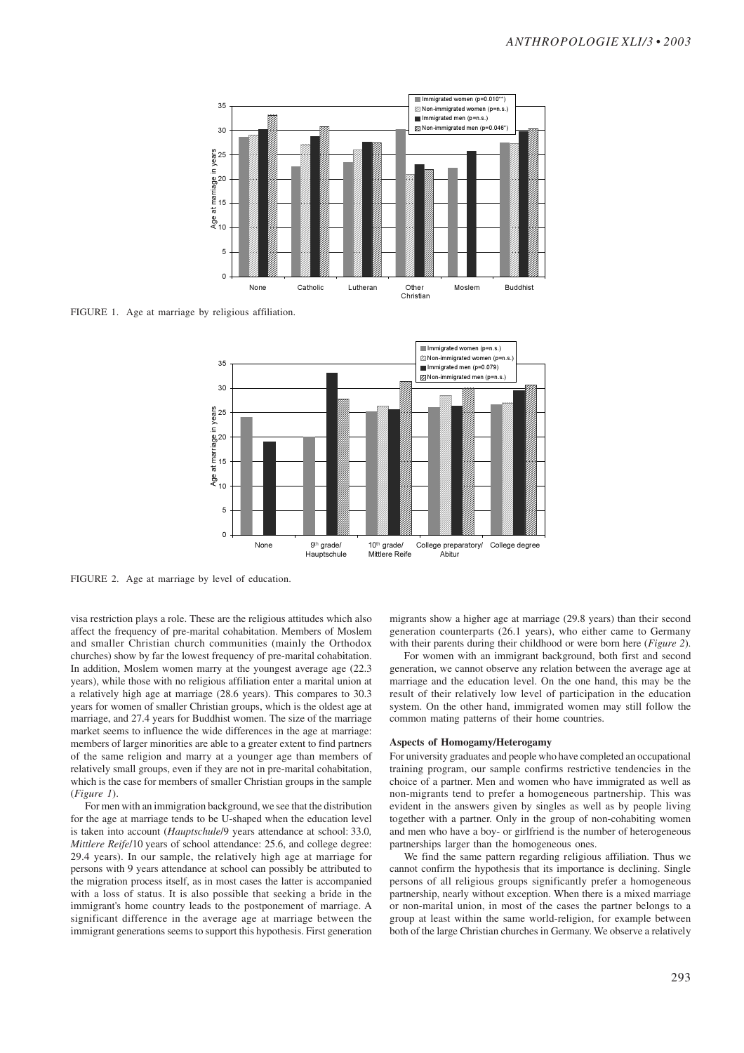FIGURE 1. Age at marriage by religious affiliation.

FIGURE 2. Age at marriage by level of education.

visa restriction plays a role. These are the religious attitudes which also affect the frequency of pre-marital cohabitation. Members of Moslem and smaller Christian church communities (mainly the Orthodox churches) show by far the lowest frequency of pre-marital cohabitation. In addition, Moslem women marry at the youngest average age (22.3 years), while those with no religious affiliation enter a marital union at a relatively high age at marriage (28.6 years). This compares to 30.3 years for women of smaller Christian groups, which is the oldest age at marriage, and 27.4 years for Buddhist women. The size of the marriage market seems to influence the wide differences in the age at marriage: members of larger minorities are able to a greater extent to find partners of the same religion and marry at a younger age than members of relatively small groups, even if they are not in pre-marital cohabitation, which is the case for members of smaller Christian groups in the sample (*Figure 1*).

For men with an immigration background, we see that the distribution for the age at marriage tends to be U-shaped when the education level is taken into account (*Hauptschule*/9 years attendance at school: 33.0*, Mittlere Reife*/10 years of school attendance: 25.6, and college degree: 29.4 years). In our sample, the relatively high age at marriage for persons with 9 years attendance at school can possibly be attributed to the migration process itself, as in most cases the latter is accompanied with a loss of status. It is also possible that seeking a bride in the immigrant's home country leads to the postponement of marriage. A significant difference in the average age at marriage between the immigrant generations seems to support this hypothesis. First generation migrants show a higher age at marriage (29.8 years) than their second generation counterparts (26.1 years), who either came to Germany with their parents during their childhood or were born here (*Figure 2*).

For women with an immigrant background, both first and second generation, we cannot observe any relation between the average age at marriage and the education level. On the one hand, this may be the result of their relatively low level of participation in the education system. On the other hand, immigrated women may still follow the common mating patterns of their home countries.

### Aspects of Homogamy/Heterogamy

For university graduates and people who have completed an occupational training program, our sample confirms restrictive tendencies in the choice of a partner. Men and women who have immigrated as well as non-migrants tend to prefer a homogeneous partnership. This was evident in the answers given by singles as well as by people living together with a partner. Only in the group of non-cohabiting women and men who have a boy- or girlfriend is the number of heterogeneous partnerships larger than the homogeneous ones.

We find the same pattern regarding religious affiliation. Thus we cannot confirm the hypothesis that its importance is declining. Single persons of all religious groups significantly prefer a homogeneous partnership, nearly without exception. When there is a mixed marriage or non-marital union, in most of the cases the partner belongs to a group at least within the same world-religion, for example between both of the large Christian churches in Germany. We observe a relatively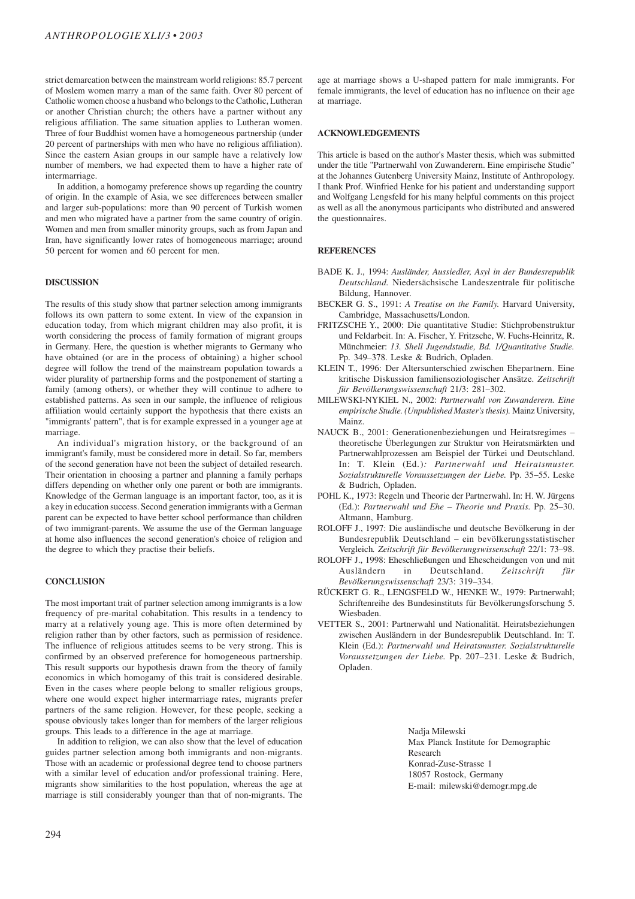strict demarcation between the mainstream world religions: 85.7 percent of Moslem women marry a man of the same faith. Over 80 percent of Catholic women choose a husband who belongs to the Catholic, Lutheran or another Christian church; the others have a partner without any religious affiliation. The same situation applies to Lutheran women. Three of four Buddhist women have a homogeneous partnership (under 20 percent of partnerships with men who have no religious affiliation). Since the eastern Asian groups in our sample have a relatively low number of members, we had expected them to have a higher rate of intermarriage.

In addition, a homogamy preference shows up regarding the country of origin. In the example of Asia, we see differences between smaller and larger sub-populations: more than 90 percent of Turkish women and men who migrated have a partner from the same country of origin. Women and men from smaller minority groups, such as from Japan and Iran, have significantly lower rates of homogeneous marriage; around 50 percent for women and 60 percent for men.

## DISCUSSION

The results of this study show that partner selection among immigrants follows its own pattern to some extent. In view of the expansion in education today, from which migrant children may also profit, it is worth considering the process of family formation of migrant groups in Germany. Here, the question is whether migrants to Germany who have obtained (or are in the process of obtaining) a higher school degree will follow the trend of the mainstream population towards a wider plurality of partnership forms and the postponement of starting a family (among others), or whether they will continue to adhere to established patterns. As seen in our sample, the influence of religious affiliation would certainly support the hypothesis that there exists an "immigrants' pattern", that is for example expressed in a younger age at marriage.

An individual's migration history, or the background of an immigrant's family, must be considered more in detail. So far, members of the second generation have not been the subject of detailed research. Their orientation in choosing a partner and planning a family perhaps differs depending on whether only one parent or both are immigrants. Knowledge of the German language is an important factor, too, as it is a key in education success. Second generation immigrants with a German parent can be expected to have better school performance than children of two immigrant-parents. We assume the use of the German language at home also influences the second generation's choice of religion and the degree to which they practise their beliefs.

## CONCLUSION

The most important trait of partner selection among immigrants is a low frequency of pre-marital cohabitation. This results in a tendency to marry at a relatively young age. This is more often determined by religion rather than by other factors, such as permission of residence. The influence of religious attitudes seems to be very strong. This is confirmed by an observed preference for homogeneous partnership. This result supports our hypothesis drawn from the theory of family economics in which homogamy of this trait is considered desirable. Even in the cases where people belong to smaller religious groups, where one would expect higher intermarriage rates, migrants prefer partners of the same religion. However, for these people, seeking a spouse obviously takes longer than for members of the larger religious groups. This leads to a difference in the age at marriage.

In addition to religion, we can also show that the level of education guides partner selection among both immigrants and non-migrants. Those with an academic or professional degree tend to choose partners with a similar level of education and/or professional training. Here, migrants show similarities to the host population, whereas the age at marriage is still considerably younger than that of non-migrants. The age at marriage shows a U-shaped pattern for male immigrants. For female immigrants, the level of education has no influence on their age at marriage.

## ACKNOWLEDGEMENTS

This article is based on the author's Master thesis, which was submitted under the title "Partnerwahl von Zuwanderern. Eine empirische Studie" at the Johannes Gutenberg University Mainz, Institute of Anthropology. I thank Prof. Winfried Henke for his patient and understanding support and Wolfgang Lengsfeld for his many helpful comments on this project as well as all the anonymous participants who distributed and answered the questionnaires.

## REFERENCES

BADE K. J., 1994: *Ausländer, Aussiedler, Asyl in der Bundesrepublik Deutschland.* Niedersächsische Landeszentrale für politische Bildung, Hannover.

BECKER G. S., 1991: *A Treatise on the Family.* Harvard University, Cambridge, Massachusetts/London.

FRITZSCHE Y., 2000: Die quantitative Studie: Stichprobenstruktur und Feldarbeit. In: A. Fischer, Y. Fritzsche, W. Fuchs-Heinritz, R. Münchmeier: *13. Shell Jugendstudie, Bd. 1/Quantitative Studie.* Pp. 349–378. Leske & Budrich, Opladen.

KLEIN T., 1996: Der Altersunterschied zwischen Ehepartnern. Eine kritische Diskussion familiensoziologischer Ansätze. *Zeitschrift für Bevölkerungswissenschaft* 21/3: 281–302.

MILEWSKI-NYKIEL N., 2002: *Partnerwahl von Zuwanderern. Eine empirische Studie. (Unpublished Master's thesis).* Mainz University, Mainz.

NAUCK B., 2001: Generationenbeziehungen und Heiratsregimes – theoretische Überlegungen zur Struktur von Heiratsmärkten und Partnerwahlprozessen am Beispiel der Türkei und Deutschland. In: T. Klein (Ed.)*: Partnerwahl und Heiratsmuster. Sozialstrukturelle Voraussetzungen der Liebe.* Pp. 35–55. Leske & Budrich, Opladen.

POHL K., 1973: Regeln und Theorie der Partnerwahl. In: H. W. Jürgens (Ed.): *Partnerwahl und Ehe – Theorie und Praxis.* Pp. 25–30. Altmann, Hamburg.

ROLOFF J., 1997: Die ausländische und deutsche Bevölkerung in der Bundesrepublik Deutschland – ein bevölkerungsstatistischer Vergleich*. Zeitschrift für Bevölkerungswissenschaft* 22/1: 73–98.

ROLOFF J., 1998: Eheschließungen und Ehescheidungen von und mit Ausländern in Deutschland. *Zeitschrift für Bevölkerungswissenschaft* 23/3: 319–334.

RÜCKERT G. R., LENGSFELD W., HENKE W., 1979: Partnerwahl; Schriftenreihe des Bundesinstituts für Bevölkerungsforschung 5. Wiesbaden.

VETTER S., 2001: Partnerwahl und Nationalität. Heiratsbeziehungen zwischen Ausländern in der Bundesrepublik Deutschland. In: T. Klein (Ed.): *Partnerwahl und Heiratsmuster. Sozialstrukturelle Voraussetzungen der Liebe.* Pp. 207–231. Leske & Budrich, Opladen.

Nadja Milewski
Max Planck Institute for Demographic Research
Konrad-Zuse-Strasse 1
18057 Rostock, Germany
E-mail: milewski@demogr.mpg.de